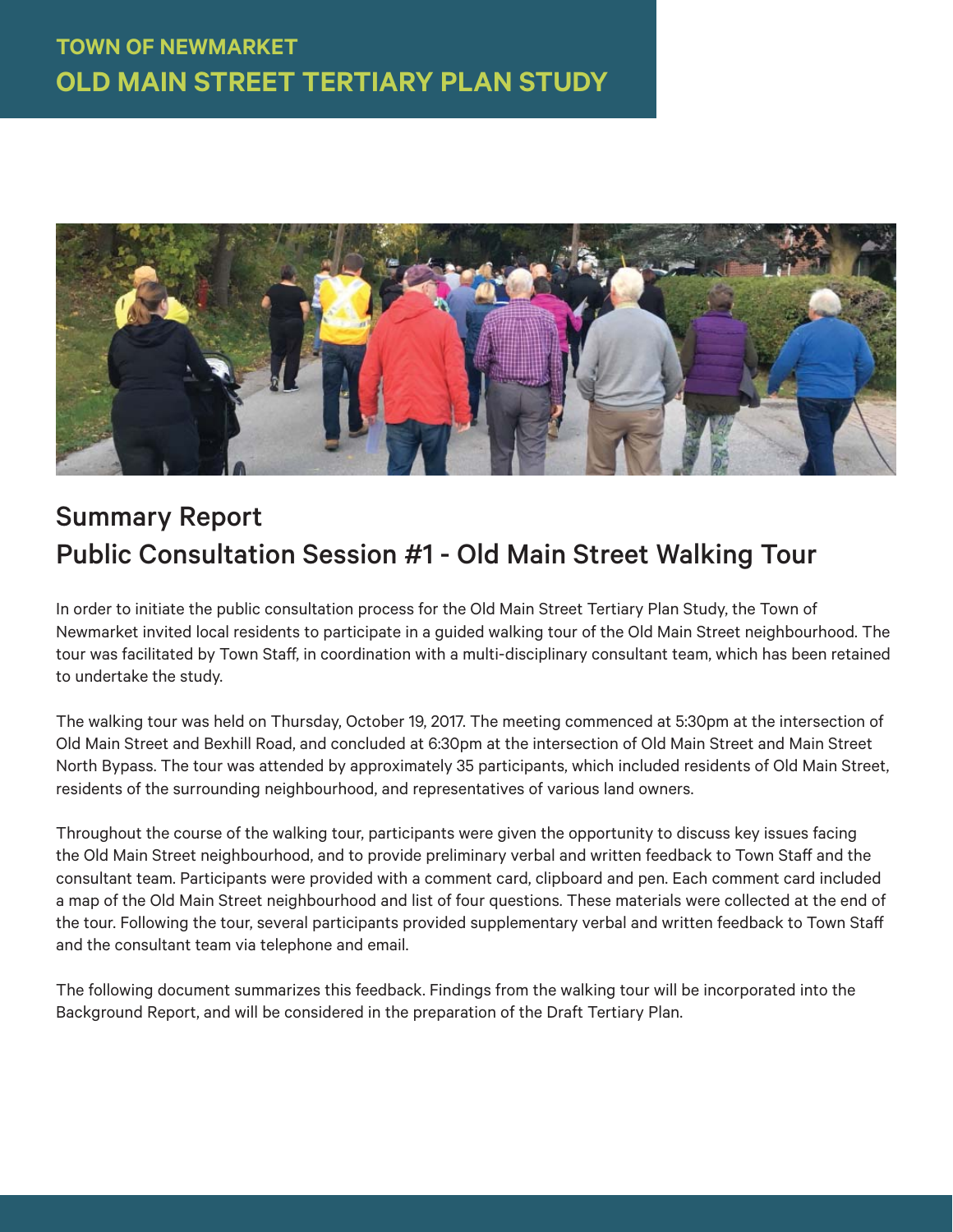# TOWN OF NEWMARKET
# OLD MAIN STREET TERTIARY PLAN STUDY

## Summary Report
## Public Consultation Session #1 - Old Main Street Walking Tour

In order to initiate the public consultation process for the Old Main Street Tertiary Plan Study, the Town of Newmarket invited local residents to participate in a guided walking tour of the Old Main Street neighbourhood. The tour was facilitated by Town Staff, in coordination with a multi-disciplinary consultant team, which has been retained to undertake the study.

The walking tour was held on Thursday, October 19, 2017. The meeting commenced at 5:30pm at the intersection of Old Main Street and Bexhill Road, and concluded at 6:30pm at the intersection of Old Main Street and Main Street North Bypass. The tour was attended by approximately 35 participants, which included residents of Old Main Street, residents of the surrounding neighbourhood, and representatives of various land owners.

Throughout the course of the walking tour, participants were given the opportunity to discuss key issues facing the Old Main Street neighbourhood, and to provide preliminary verbal and written feedback to Town Staff and the consultant team. Participants were provided with a comment card, clipboard and pen. Each comment card included a map of the Old Main Street neighbourhood and list of four questions. These materials were collected at the end of the tour. Following the tour, several participants provided supplementary verbal and written feedback to Town Staff and the consultant team via telephone and email.

The following document summarizes this feedback. Findings from the walking tour will be incorporated into the Background Report, and will be considered in the preparation of the Draft Tertiary Plan.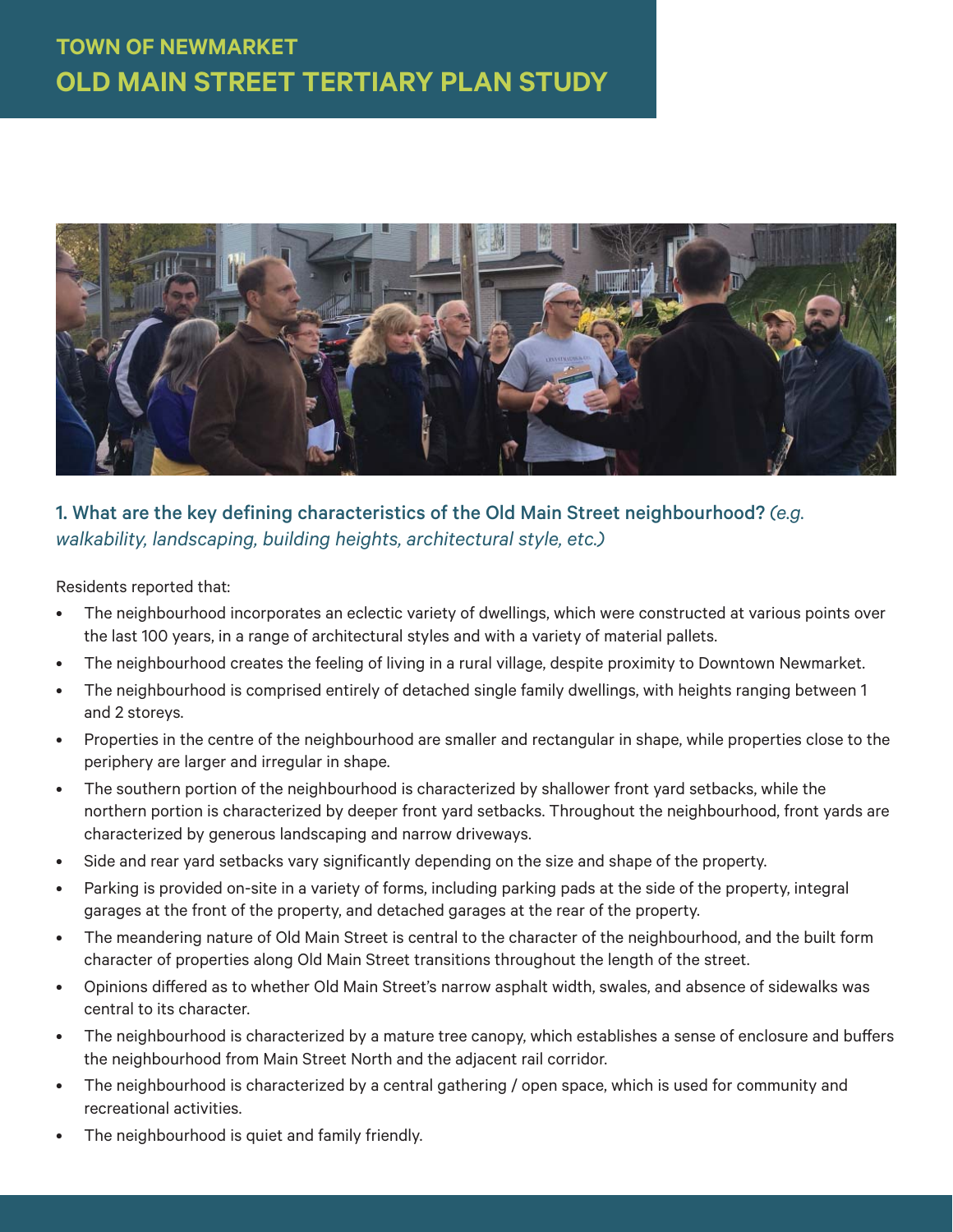# TOWN OF NEWMARKET
# OLD MAIN STREET TERTIARY PLAN STUDY

### 1. What are the key defining characteristics of the Old Main Street neighbourhood? *(e.g. walkability, landscaping, building heights, architectural style, etc.)*

Residents reported that:

- The neighbourhood incorporates an eclectic variety of dwellings, which were constructed at various points over the last 100 years, in a range of architectural styles and with a variety of material pallets.
- The neighbourhood creates the feeling of living in a rural village, despite proximity to Downtown Newmarket.
- The neighbourhood is comprised entirely of detached single family dwellings, with heights ranging between 1 and 2 storeys.
- Properties in the centre of the neighbourhood are smaller and rectangular in shape, while properties close to the periphery are larger and irregular in shape.
- The southern portion of the neighbourhood is characterized by shallower front yard setbacks, while the northern portion is characterized by deeper front yard setbacks. Throughout the neighbourhood, front yards are characterized by generous landscaping and narrow driveways.
- Side and rear yard setbacks vary significantly depending on the size and shape of the property.
- Parking is provided on-site in a variety of forms, including parking pads at the side of the property, integral garages at the front of the property, and detached garages at the rear of the property.
- The meandering nature of Old Main Street is central to the character of the neighbourhood, and the built form character of properties along Old Main Street transitions throughout the length of the street.
- Opinions differed as to whether Old Main Street's narrow asphalt width, swales, and absence of sidewalks was central to its character.
- The neighbourhood is characterized by a mature tree canopy, which establishes a sense of enclosure and buffers the neighbourhood from Main Street North and the adjacent rail corridor.
- The neighbourhood is characterized by a central gathering / open space, which is used for community and recreational activities.
- The neighbourhood is quiet and family friendly.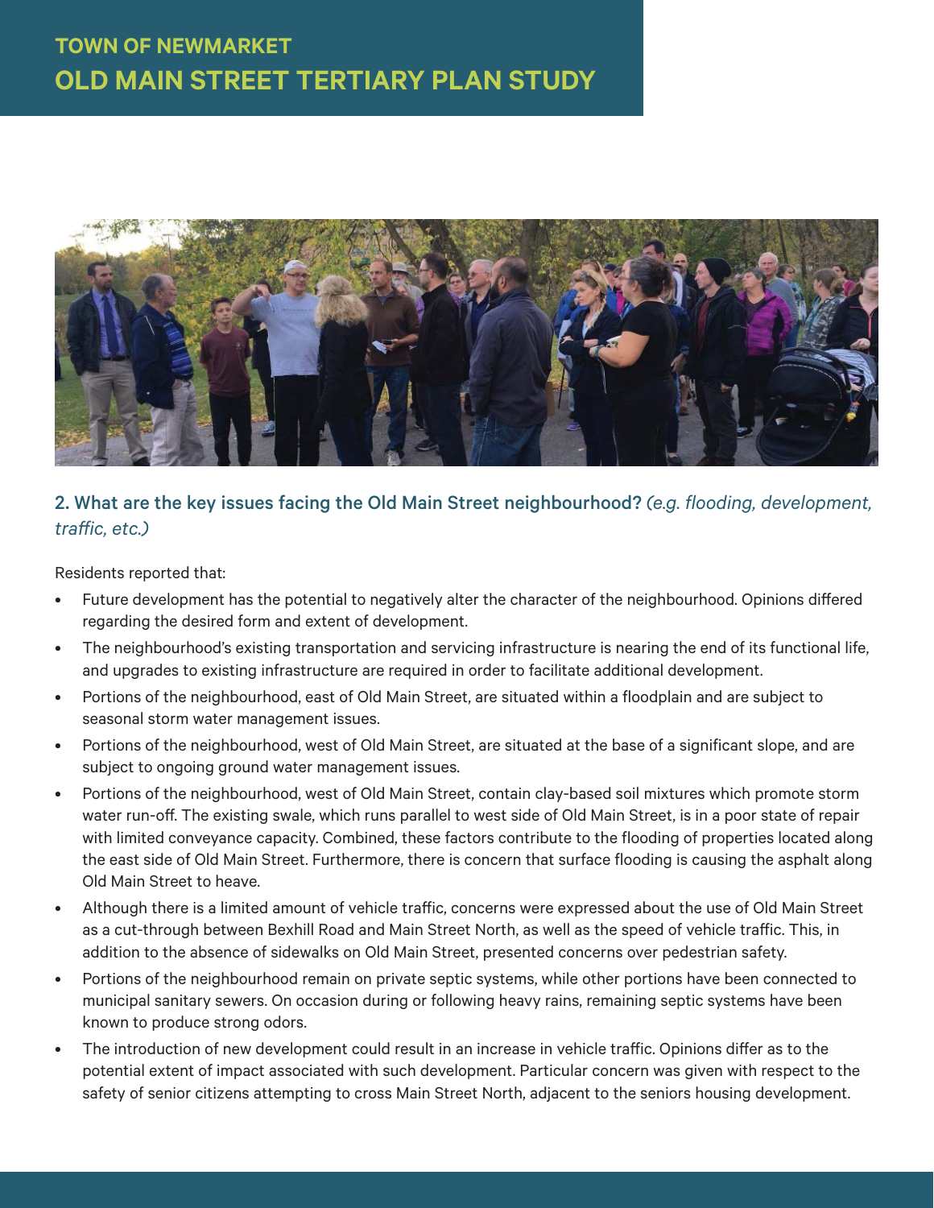## 2. What are the key issues facing the Old Main Street neighbourhood? *(e.g. flooding, development, traffic, etc.)*

Residents reported that:

- Future development has the potential to negatively alter the character of the neighbourhood. Opinions differed regarding the desired form and extent of development.
- The neighbourhood's existing transportation and servicing infrastructure is nearing the end of its functional life, and upgrades to existing infrastructure are required in order to facilitate additional development.
- Portions of the neighbourhood, east of Old Main Street, are situated within a floodplain and are subject to seasonal storm water management issues.
- Portions of the neighbourhood, west of Old Main Street, are situated at the base of a significant slope, and are subject to ongoing ground water management issues.
- Portions of the neighbourhood, west of Old Main Street, contain clay-based soil mixtures which promote storm water run-off. The existing swale, which runs parallel to west side of Old Main Street, is in a poor state of repair with limited conveyance capacity. Combined, these factors contribute to the flooding of properties located along the east side of Old Main Street. Furthermore, there is concern that surface flooding is causing the asphalt along Old Main Street to heave.
- Although there is a limited amount of vehicle traffic, concerns were expressed about the use of Old Main Street as a cut-through between Bexhill Road and Main Street North, as well as the speed of vehicle traffic. This, in addition to the absence of sidewalks on Old Main Street, presented concerns over pedestrian safety.
- Portions of the neighbourhood remain on private septic systems, while other portions have been connected to municipal sanitary sewers. On occasion during or following heavy rains, remaining septic systems have been known to produce strong odors.
- The introduction of new development could result in an increase in vehicle traffic. Opinions differ as to the potential extent of impact associated with such development. Particular concern was given with respect to the safety of senior citizens attempting to cross Main Street North, adjacent to the seniors housing development.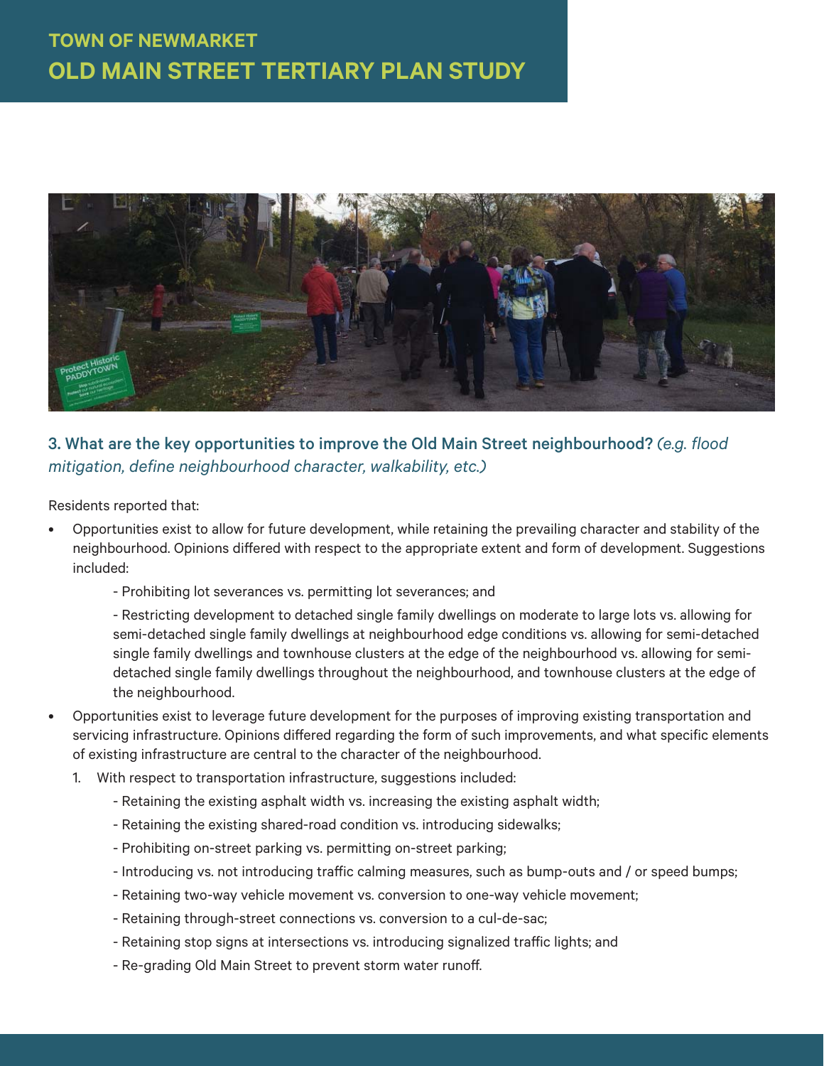### 3. What are the key opportunities to improve the Old Main Street neighbourhood? *(e.g. flood mitigation, define neighbourhood character, walkability, etc.)*

Residents reported that:

- Opportunities exist to allow for future development, while retaining the prevailing character and stability of the neighbourhood. Opinions differed with respect to the appropriate extent and form of development. Suggestions included:

  - Prohibiting lot severances vs. permitting lot severances; and

  - Restricting development to detached single family dwellings on moderate to large lots vs. allowing for semi-detached single family dwellings at neighbourhood edge conditions vs. allowing for semi-detached single family dwellings and townhouse clusters at the edge of the neighbourhood vs. allowing for semi-detached single family dwellings throughout the neighbourhood, and townhouse clusters at the edge of the neighbourhood.

- Opportunities exist to leverage future development for the purposes of improving existing transportation and servicing infrastructure. Opinions differed regarding the form of such improvements, and what specific elements of existing infrastructure are central to the character of the neighbourhood.

  1. With respect to transportation infrastructure, suggestions included:

     - Retaining the existing asphalt width vs. increasing the existing asphalt width;
     - Retaining the existing shared-road condition vs. introducing sidewalks;
     - Prohibiting on-street parking vs. permitting on-street parking;
     - Introducing vs. not introducing traffic calming measures, such as bump-outs and / or speed bumps;
     - Retaining two-way vehicle movement vs. conversion to one-way vehicle movement;
     - Retaining through-street connections vs. conversion to a cul-de-sac;
     - Retaining stop signs at intersections vs. introducing signalized traffic lights; and
     - Re-grading Old Main Street to prevent storm water runoff.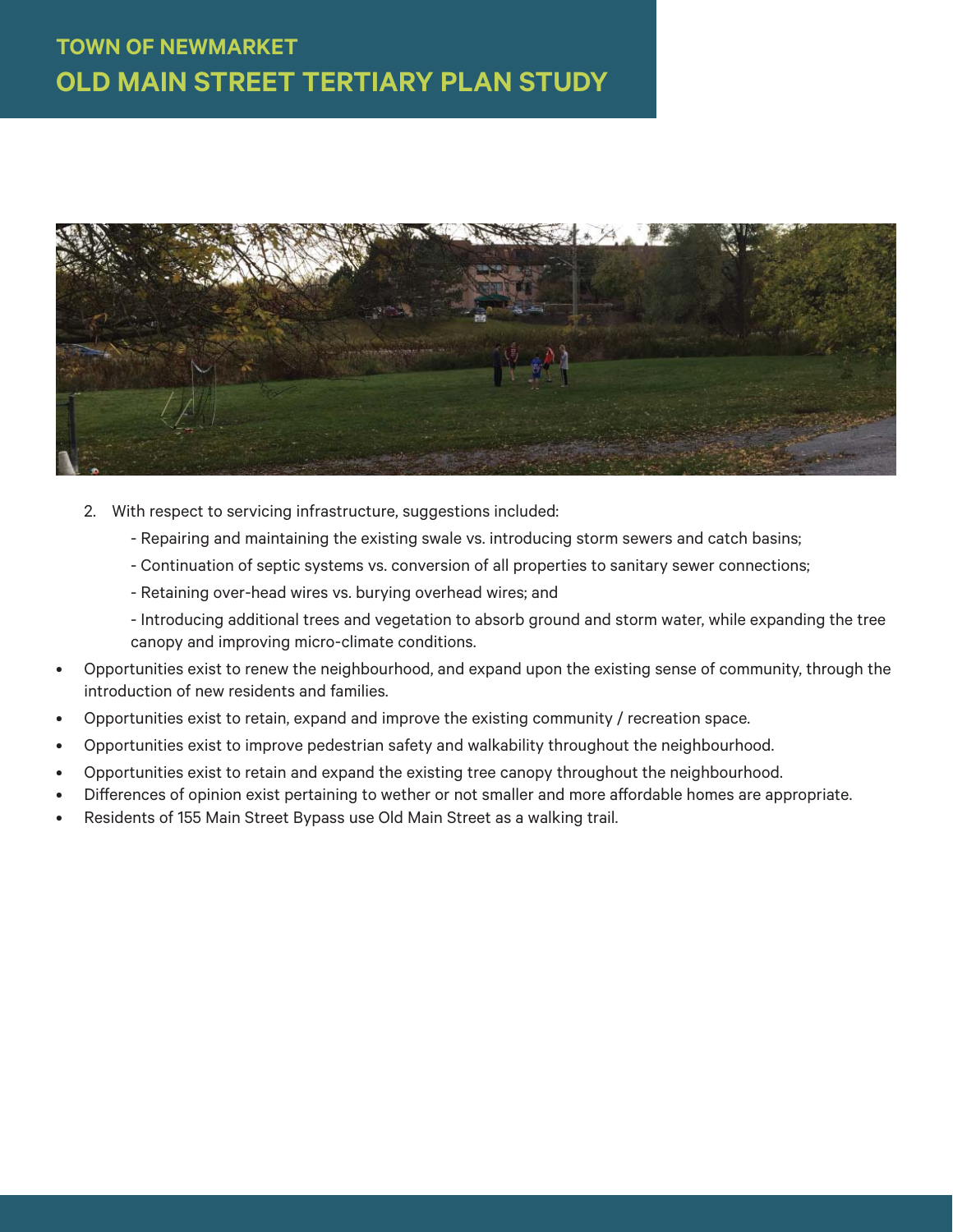2. With respect to servicing infrastructure, suggestions included:

   - Repairing and maintaining the existing swale vs. introducing storm sewers and catch basins;

   - Continuation of septic systems vs. conversion of all properties to sanitary sewer connections;

   - Retaining over-head wires vs. burying overhead wires; and

   - Introducing additional trees and vegetation to absorb ground and storm water, while expanding the tree canopy and improving micro-climate conditions.

- Opportunities exist to renew the neighbourhood, and expand upon the existing sense of community, through the introduction of new residents and families.
- Opportunities exist to retain, expand and improve the existing community / recreation space.
- Opportunities exist to improve pedestrian safety and walkability throughout the neighbourhood.
- Opportunities exist to retain and expand the existing tree canopy throughout the neighbourhood.
- Differences of opinion exist pertaining to wether or not smaller and more affordable homes are appropriate.
- Residents of 155 Main Street Bypass use Old Main Street as a walking trail.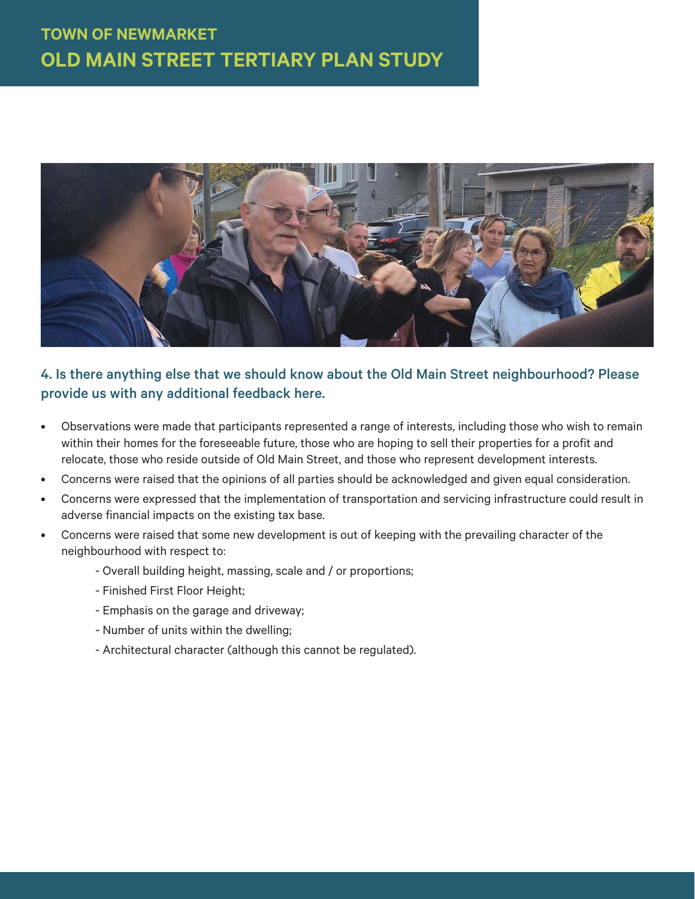## 4. Is there anything else that we should know about the Old Main Street neighbourhood? Please provide us with any additional feedback here.

- Observations were made that participants represented a range of interests, including those who wish to remain within their homes for the foreseeable future, those who are hoping to sell their properties for a profit and relocate, those who reside outside of Old Main Street, and those who represent development interests.
- Concerns were raised that the opinions of all parties should be acknowledged and given equal consideration.
- Concerns were expressed that the implementation of transportation and servicing infrastructure could result in adverse financial impacts on the existing tax base.
- Concerns were raised that some new development is out of keeping with the prevailing character of the neighbourhood with respect to:
  - Overall building height, massing, scale and / or proportions;
  - Finished First Floor Height;
  - Emphasis on the garage and driveway;
  - Number of units within the dwelling;
  - Architectural character (although this cannot be regulated).